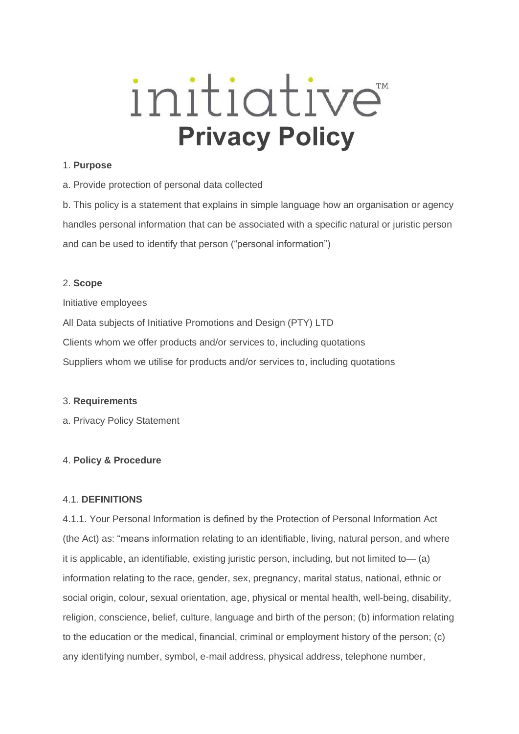# initiative™

# Privacy Policy

1. **Purpose**

a. Provide protection of personal data collected

b. This policy is a statement that explains in simple language how an organisation or agency handles personal information that can be associated with a specific natural or juristic person and can be used to identify that person ("personal information")

2. **Scope**

Initiative employees

All Data subjects of Initiative Promotions and Design (PTY) LTD

Clients whom we offer products and/or services to, including quotations

Suppliers whom we utilise for products and/or services to, including quotations

3. **Requirements**

a. Privacy Policy Statement

4. **Policy & Procedure**

4.1. **DEFINITIONS**

4.1.1. Your Personal Information is defined by the Protection of Personal Information Act (the Act) as: "means information relating to an identifiable, living, natural person, and where it is applicable, an identifiable, existing juristic person, including, but not limited to— (a) information relating to the race, gender, sex, pregnancy, marital status, national, ethnic or social origin, colour, sexual orientation, age, physical or mental health, well-being, disability, religion, conscience, belief, culture, language and birth of the person; (b) information relating to the education or the medical, financial, criminal or employment history of the person; (c) any identifying number, symbol, e-mail address, physical address, telephone number,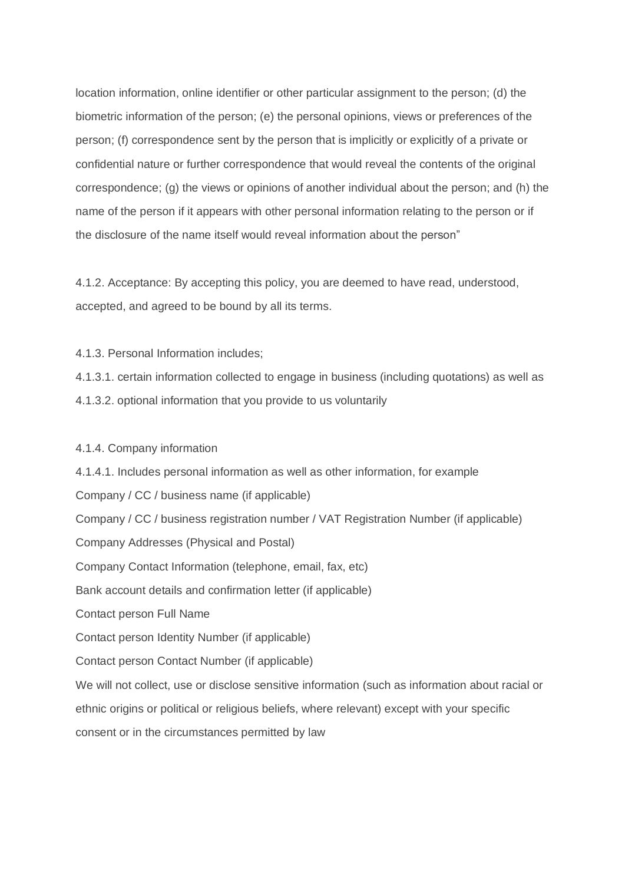location information, online identifier or other particular assignment to the person; (d) the biometric information of the person; (e) the personal opinions, views or preferences of the person; (f) correspondence sent by the person that is implicitly or explicitly of a private or confidential nature or further correspondence that would reveal the contents of the original correspondence; (g) the views or opinions of another individual about the person; and (h) the name of the person if it appears with other personal information relating to the person or if the disclosure of the name itself would reveal information about the person"

4.1.2. Acceptance: By accepting this policy, you are deemed to have read, understood, accepted, and agreed to be bound by all its terms.

4.1.3. Personal Information includes;

4.1.3.1. certain information collected to engage in business (including quotations) as well as

4.1.3.2. optional information that you provide to us voluntarily

4.1.4. Company information

4.1.4.1. Includes personal information as well as other information, for example

Company / CC / business name (if applicable)

Company / CC / business registration number / VAT Registration Number (if applicable)

Company Addresses (Physical and Postal)

Company Contact Information (telephone, email, fax, etc)

Bank account details and confirmation letter (if applicable)

Contact person Full Name

Contact person Identity Number (if applicable)

Contact person Contact Number (if applicable)

We will not collect, use or disclose sensitive information (such as information about racial or ethnic origins or political or religious beliefs, where relevant) except with your specific consent or in the circumstances permitted by law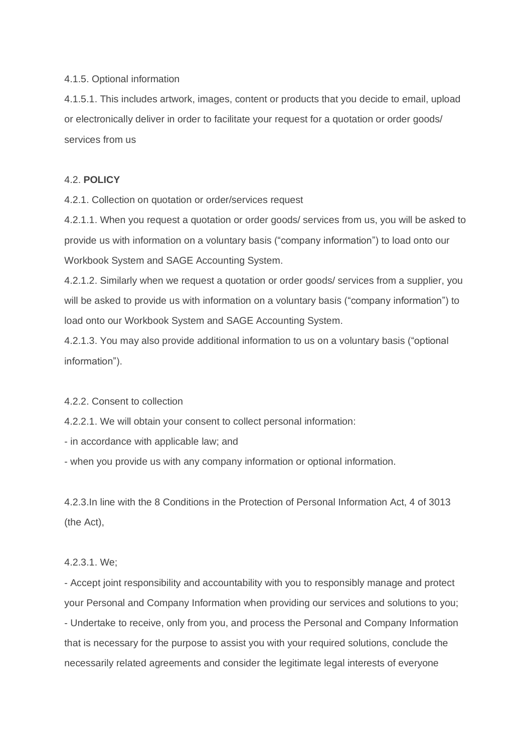4.1.5. Optional information

4.1.5.1. This includes artwork, images, content or products that you decide to email, upload or electronically deliver in order to facilitate your request for a quotation or order goods/ services from us

4.2. **POLICY**

4.2.1. Collection on quotation or order/services request

4.2.1.1. When you request a quotation or order goods/ services from us, you will be asked to provide us with information on a voluntary basis ("company information") to load onto our Workbook System and SAGE Accounting System.

4.2.1.2. Similarly when we request a quotation or order goods/ services from a supplier, you will be asked to provide us with information on a voluntary basis ("company information") to load onto our Workbook System and SAGE Accounting System.

4.2.1.3. You may also provide additional information to us on a voluntary basis ("optional information").

4.2.2. Consent to collection

4.2.2.1. We will obtain your consent to collect personal information:

- in accordance with applicable law; and
- when you provide us with any company information or optional information.

4.2.3.In line with the 8 Conditions in the Protection of Personal Information Act, 4 of 3013 (the Act),

4.2.3.1. We;

- Accept joint responsibility and accountability with you to responsibly manage and protect your Personal and Company Information when providing our services and solutions to you;
- Undertake to receive, only from you, and process the Personal and Company Information that is necessary for the purpose to assist you with your required solutions, conclude the necessarily related agreements and consider the legitimate legal interests of everyone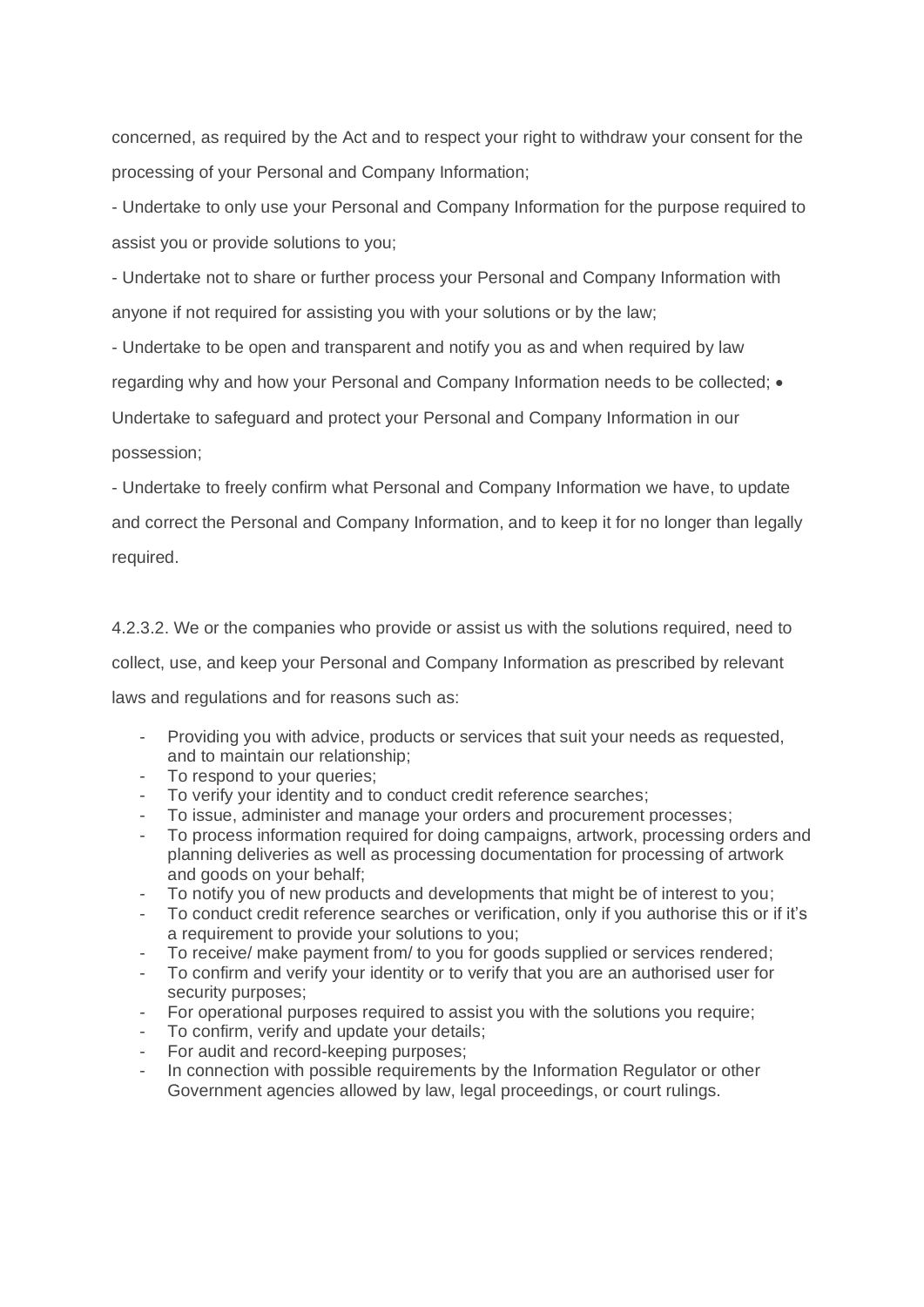concerned, as required by the Act and to respect your right to withdraw your consent for the processing of your Personal and Company Information;

- Undertake to only use your Personal and Company Information for the purpose required to assist you or provide solutions to you;

- Undertake not to share or further process your Personal and Company Information with anyone if not required for assisting you with your solutions or by the law;

- Undertake to be open and transparent and notify you as and when required by law regarding why and how your Personal and Company Information needs to be collected; • Undertake to safeguard and protect your Personal and Company Information in our possession;

- Undertake to freely confirm what Personal and Company Information we have, to update and correct the Personal and Company Information, and to keep it for no longer than legally required.

4.2.3.2. We or the companies who provide or assist us with the solutions required, need to collect, use, and keep your Personal and Company Information as prescribed by relevant laws and regulations and for reasons such as:

- Providing you with advice, products or services that suit your needs as requested, and to maintain our relationship;
- To respond to your queries;
- To verify your identity and to conduct credit reference searches;
- To issue, administer and manage your orders and procurement processes;
- To process information required for doing campaigns, artwork, processing orders and planning deliveries as well as processing documentation for processing of artwork and goods on your behalf;
- To notify you of new products and developments that might be of interest to you;
- To conduct credit reference searches or verification, only if you authorise this or if it's a requirement to provide your solutions to you;
- To receive/ make payment from/ to you for goods supplied or services rendered;
- To confirm and verify your identity or to verify that you are an authorised user for security purposes;
- For operational purposes required to assist you with the solutions you require;
- To confirm, verify and update your details;
- For audit and record-keeping purposes;
- In connection with possible requirements by the Information Regulator or other Government agencies allowed by law, legal proceedings, or court rulings.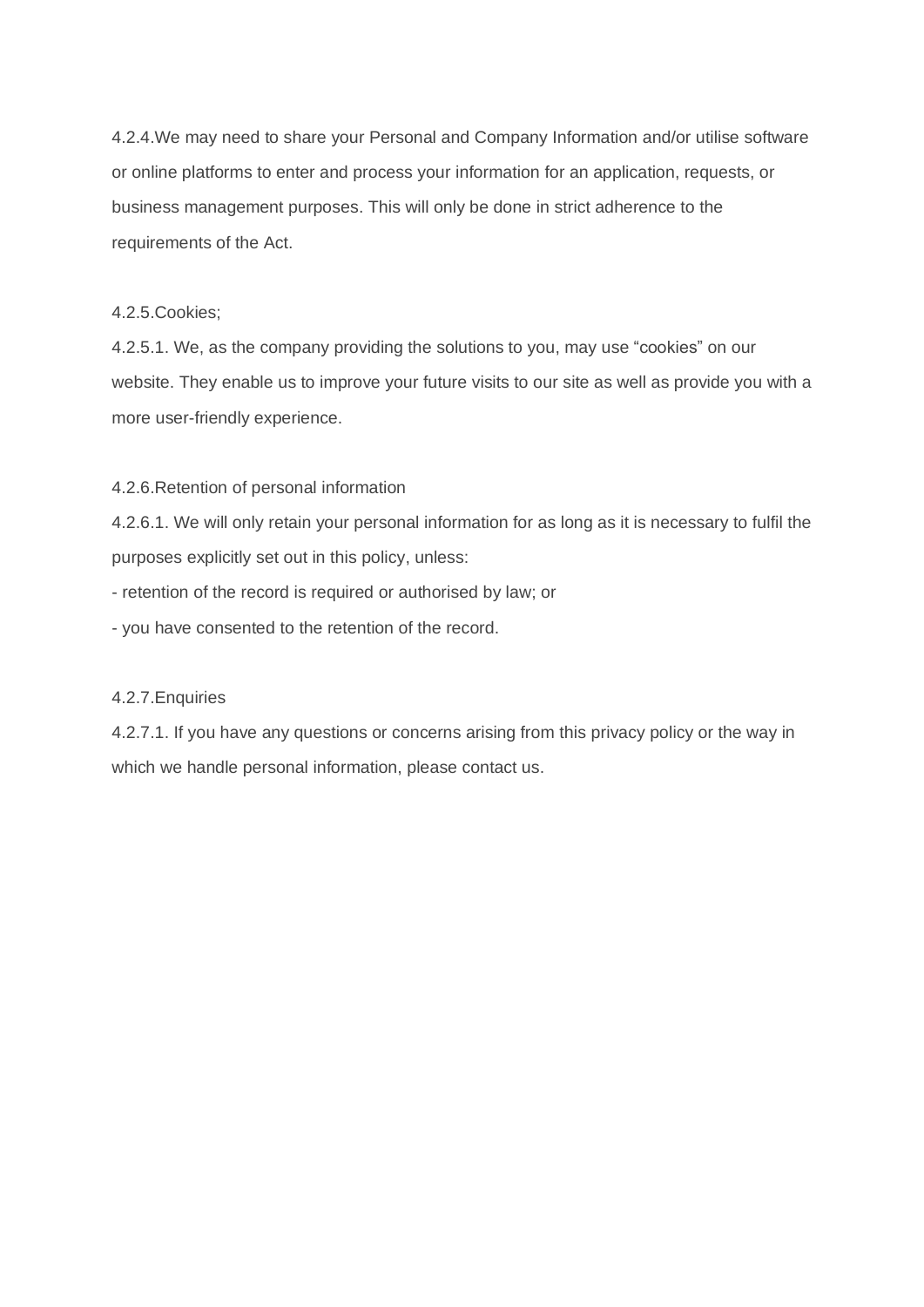4.2.4.We may need to share your Personal and Company Information and/or utilise software or online platforms to enter and process your information for an application, requests, or business management purposes. This will only be done in strict adherence to the requirements of the Act.

4.2.5.Cookies;

4.2.5.1. We, as the company providing the solutions to you, may use “cookies” on our website. They enable us to improve your future visits to our site as well as provide you with a more user-friendly experience.

4.2.6.Retention of personal information

4.2.6.1. We will only retain your personal information for as long as it is necessary to fulfil the purposes explicitly set out in this policy, unless:

- retention of the record is required or authorised by law; or
- you have consented to the retention of the record.

4.2.7.Enquiries

4.2.7.1. If you have any questions or concerns arising from this privacy policy or the way in which we handle personal information, please contact us.